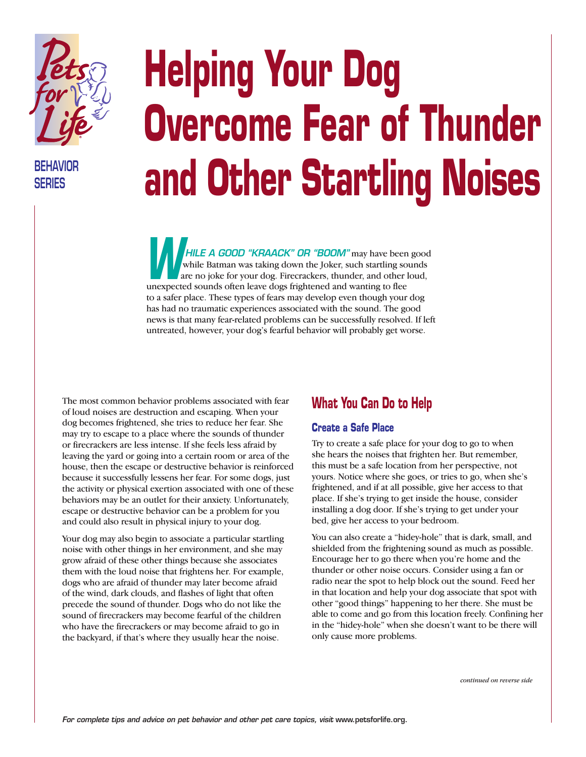BEHAVIOR SERIES

# Helping Your Dog Overcome Fear of Thunder and Other Startling Noises

***WHILE A GOOD "KRAACK" OR "BOOM"*** may have been good while Batman was taking down the Joker, such startling sounds are no joke for your dog. Firecrackers, thunder, and other loud, unexpected sounds often leave dogs frightened and wanting to flee to a safer place. These types of fears may develop even though your dog has had no traumatic experiences associated with the sound. The good news is that many fear-related problems can be successfully resolved. If left untreated, however, your dog's fearful behavior will probably get worse.

The most common behavior problems associated with fear of loud noises are destruction and escaping. When your dog becomes frightened, she tries to reduce her fear. She may try to escape to a place where the sounds of thunder or firecrackers are less intense. If she feels less afraid by leaving the yard or going into a certain room or area of the house, then the escape or destructive behavior is reinforced because it successfully lessens her fear. For some dogs, just the activity or physical exertion associated with one of these behaviors may be an outlet for their anxiety. Unfortunately, escape or destructive behavior can be a problem for you and could also result in physical injury to your dog.

Your dog may also begin to associate a particular startling noise with other things in her environment, and she may grow afraid of these other things because she associates them with the loud noise that frightens her. For example, dogs who are afraid of thunder may later become afraid of the wind, dark clouds, and flashes of light that often precede the sound of thunder. Dogs who do not like the sound of firecrackers may become fearful of the children who have the firecrackers or may become afraid to go in the backyard, if that's where they usually hear the noise.

## What You Can Do to Help

### Create a Safe Place

Try to create a safe place for your dog to go to when she hears the noises that frighten her. But remember, this must be a safe location from her perspective, not yours. Notice where she goes, or tries to go, when she's frightened, and if at all possible, give her access to that place. If she's trying to get inside the house, consider installing a dog door. If she's trying to get under your bed, give her access to your bedroom.

You can also create a "hidey-hole" that is dark, small, and shielded from the frightening sound as much as possible. Encourage her to go there when you're home and the thunder or other noise occurs. Consider using a fan or radio near the spot to help block out the sound. Feed her in that location and help your dog associate that spot with other "good things" happening to her there. She must be able to come and go from this location freely. Confining her in the "hidey-hole" when she doesn't want to be there will only cause more problems.

*continued on reverse side*

*For complete tips and advice on pet behavior and other pet care topics, visit* www.petsforlife.org.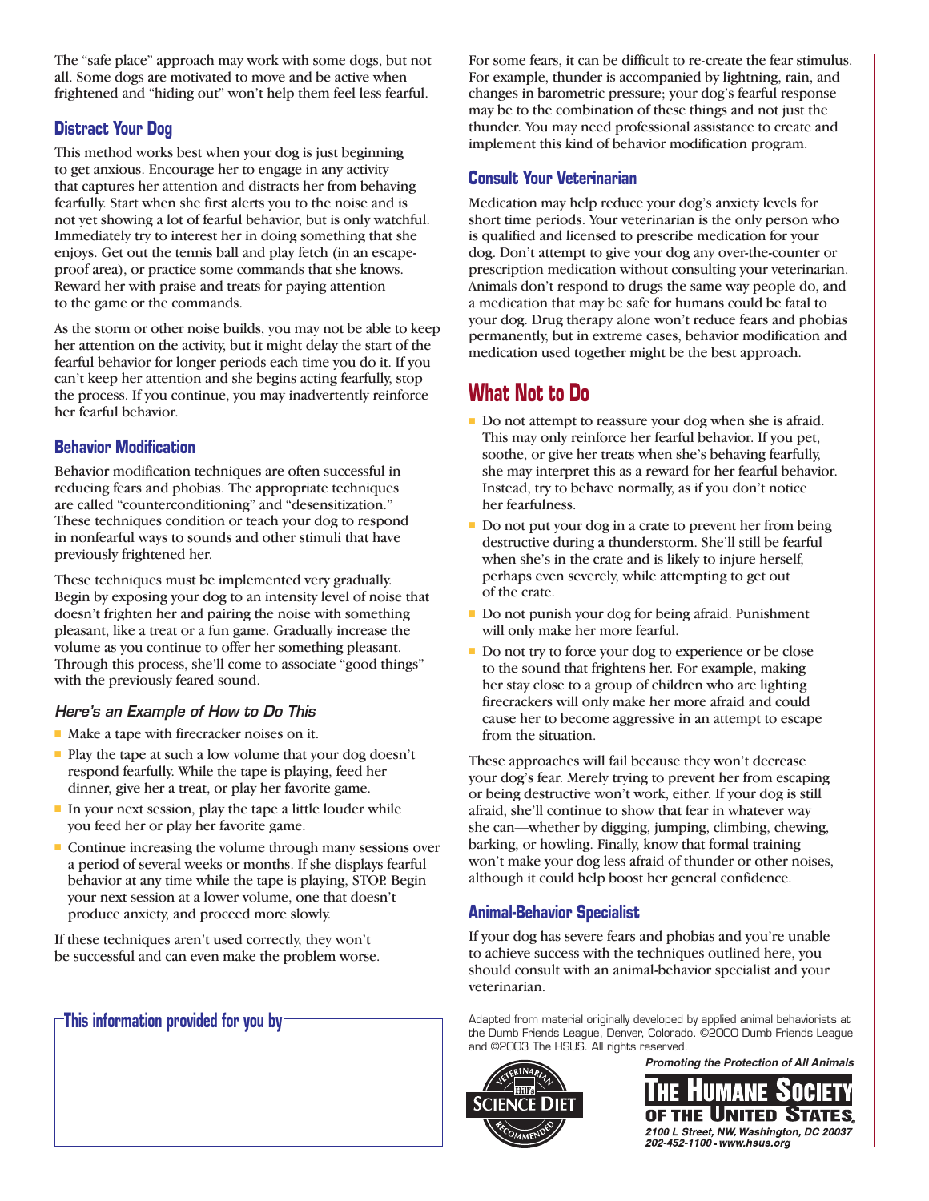The "safe place" approach may work with some dogs, but not all. Some dogs are motivated to move and be active when frightened and "hiding out" won't help them feel less fearful.

### Distract Your Dog

This method works best when your dog is just beginning to get anxious. Encourage her to engage in any activity that captures her attention and distracts her from behaving fearfully. Start when she first alerts you to the noise and is not yet showing a lot of fearful behavior, but is only watchful. Immediately try to interest her in doing something that she enjoys. Get out the tennis ball and play fetch (in an escape-proof area), or practice some commands that she knows. Reward her with praise and treats for paying attention to the game or the commands.

As the storm or other noise builds, you may not be able to keep her attention on the activity, but it might delay the start of the fearful behavior for longer periods each time you do it. If you can't keep her attention and she begins acting fearfully, stop the process. If you continue, you may inadvertently reinforce her fearful behavior.

### Behavior Modification

Behavior modification techniques are often successful in reducing fears and phobias. The appropriate techniques are called "counterconditioning" and "desensitization." These techniques condition or teach your dog to respond in nonfearful ways to sounds and other stimuli that have previously frightened her.

These techniques must be implemented very gradually. Begin by exposing your dog to an intensity level of noise that doesn't frighten her and pairing the noise with something pleasant, like a treat or a fun game. Gradually increase the volume as you continue to offer her something pleasant. Through this process, she'll come to associate "good things" with the previously feared sound.

#### *Here's an Example of How to Do This*

- Make a tape with firecracker noises on it.
- Play the tape at such a low volume that your dog doesn't respond fearfully. While the tape is playing, feed her dinner, give her a treat, or play her favorite game.
- In your next session, play the tape a little louder while you feed her or play her favorite game.
- Continue increasing the volume through many sessions over a period of several weeks or months. If she displays fearful behavior at any time while the tape is playing, STOP. Begin your next session at a lower volume, one that doesn't produce anxiety, and proceed more slowly.

If these techniques aren't used correctly, they won't be successful and can even make the problem worse.

For some fears, it can be difficult to re-create the fear stimulus. For example, thunder is accompanied by lightning, rain, and changes in barometric pressure; your dog's fearful response may be to the combination of these things and not just the thunder. You may need professional assistance to create and implement this kind of behavior modification program.

### Consult Your Veterinarian

Medication may help reduce your dog's anxiety levels for short time periods. Your veterinarian is the only person who is qualified and licensed to prescribe medication for your dog. Don't attempt to give your dog any over-the-counter or prescription medication without consulting your veterinarian. Animals don't respond to drugs the same way people do, and a medication that may be safe for humans could be fatal to your dog. Drug therapy alone won't reduce fears and phobias permanently, but in extreme cases, behavior modification and medication used together might be the best approach.

## What Not to Do

- Do not attempt to reassure your dog when she is afraid. This may only reinforce her fearful behavior. If you pet, soothe, or give her treats when she's behaving fearfully, she may interpret this as a reward for her fearful behavior. Instead, try to behave normally, as if you don't notice her fearfulness.
- Do not put your dog in a crate to prevent her from being destructive during a thunderstorm. She'll still be fearful when she's in the crate and is likely to injure herself, perhaps even severely, while attempting to get out of the crate.
- Do not punish your dog for being afraid. Punishment will only make her more fearful.
- Do not try to force your dog to experience or be close to the sound that frightens her. For example, making her stay close to a group of children who are lighting firecrackers will only make her more afraid and could cause her to become aggressive in an attempt to escape from the situation.

These approaches will fail because they won't decrease your dog's fear. Merely trying to prevent her from escaping or being destructive won't work, either. If your dog is still afraid, she'll continue to show that fear in whatever way she can—whether by digging, jumping, climbing, chewing, barking, or howling. Finally, know that formal training won't make your dog less afraid of thunder or other noises, although it could help boost her general confidence.

### Animal-Behavior Specialist

If your dog has severe fears and phobias and you're unable to achieve success with the techniques outlined here, you should consult with an animal-behavior specialist and your veterinarian.

**This information provided for you by**

Adapted from material originally developed by applied animal behaviorists at the Dumb Friends League, Denver, Colorado. ©2000 Dumb Friends League and ©2003 The HSUS. All rights reserved.

Veterinarian Recommended Hill's Science Diet

*Promoting the Protection of All Animals*

**The Humane Society of the United States**

*2100 L Street, NW, Washington, DC 20037*
*202-452-1100 • www.hsus.org*